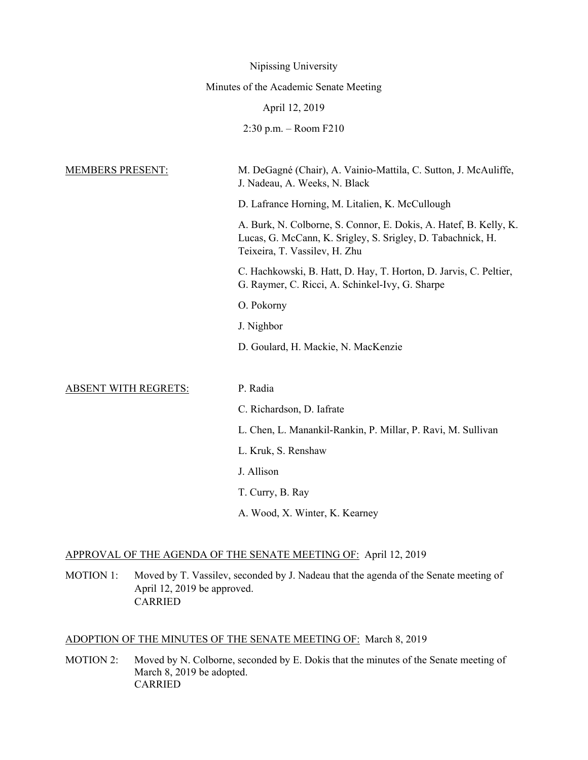Nipissing University

Minutes of the Academic Senate Meeting

April 12, 2019

2:30 p.m. – Room F210

MEMBERS PRESENT:

M. DeGagné (Chair), A. Vainio-Mattila, C. Sutton, J. McAuliffe, J. Nadeau, A. Weeks, N. Black

D. Lafrance Horning, M. Litalien, K. McCullough

A. Burk, N. Colborne, S. Connor, E. Dokis, A. Hatef, B. Kelly, K. Lucas, G. McCann, K. Srigley, S. Srigley, D. Tabachnick, H. Teixeira, T. Vassilev, H. Zhu

C. Hachkowski, B. Hatt, D. Hay, T. Horton, D. Jarvis, C. Peltier, G. Raymer, C. Ricci, A. Schinkel-Ivy, G. Sharpe

O. Pokorny

J. Nighbor

D. Goulard, H. Mackie, N. MacKenzie

ABSENT WITH REGRETS:

P. Radia

C. Richardson, D. Iafrate

L. Chen, L. Manankil-Rankin, P. Millar, P. Ravi, M. Sullivan

L. Kruk, S. Renshaw

J. Allison

T. Curry, B. Ray

A. Wood, X. Winter, K. Kearney

APPROVAL OF THE AGENDA OF THE SENATE MEETING OF: April 12, 2019

MOTION 1: Moved by T. Vassilev, seconded by J. Nadeau that the agenda of the Senate meeting of April 12, 2019 be approved.
CARRIED

ADOPTION OF THE MINUTES OF THE SENATE MEETING OF: March 8, 2019

MOTION 2: Moved by N. Colborne, seconded by E. Dokis that the minutes of the Senate meeting of March 8, 2019 be adopted.
CARRIED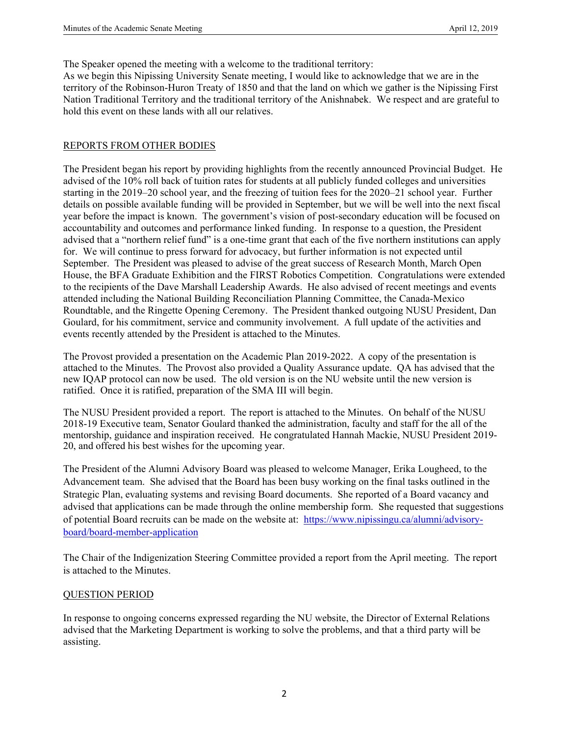The Speaker opened the meeting with a welcome to the traditional territory:
As we begin this Nipissing University Senate meeting, I would like to acknowledge that we are in the territory of the Robinson-Huron Treaty of 1850 and that the land on which we gather is the Nipissing First Nation Traditional Territory and the traditional territory of the Anishnabek. We respect and are grateful to hold this event on these lands with all our relatives.

## REPORTS FROM OTHER BODIES

The President began his report by providing highlights from the recently announced Provincial Budget. He advised of the 10% roll back of tuition rates for students at all publicly funded colleges and universities starting in the 2019–20 school year, and the freezing of tuition fees for the 2020–21 school year. Further details on possible available funding will be provided in September, but we will be well into the next fiscal year before the impact is known. The government's vision of post-secondary education will be focused on accountability and outcomes and performance linked funding. In response to a question, the President advised that a "northern relief fund" is a one-time grant that each of the five northern institutions can apply for. We will continue to press forward for advocacy, but further information is not expected until September. The President was pleased to advise of the great success of Research Month, March Open House, the BFA Graduate Exhibition and the FIRST Robotics Competition. Congratulations were extended to the recipients of the Dave Marshall Leadership Awards. He also advised of recent meetings and events attended including the National Building Reconciliation Planning Committee, the Canada-Mexico Roundtable, and the Ringette Opening Ceremony. The President thanked outgoing NUSU President, Dan Goulard, for his commitment, service and community involvement. A full update of the activities and events recently attended by the President is attached to the Minutes.

The Provost provided a presentation on the Academic Plan 2019-2022. A copy of the presentation is attached to the Minutes. The Provost also provided a Quality Assurance update. QA has advised that the new IQAP protocol can now be used. The old version is on the NU website until the new version is ratified. Once it is ratified, preparation of the SMA III will begin.

The NUSU President provided a report. The report is attached to the Minutes. On behalf of the NUSU 2018-19 Executive team, Senator Goulard thanked the administration, faculty and staff for the all of the mentorship, guidance and inspiration received. He congratulated Hannah Mackie, NUSU President 2019-20, and offered his best wishes for the upcoming year.

The President of the Alumni Advisory Board was pleased to welcome Manager, Erika Lougheed, to the Advancement team. She advised that the Board has been busy working on the final tasks outlined in the Strategic Plan, evaluating systems and revising Board documents. She reported of a Board vacancy and advised that applications can be made through the online membership form. She requested that suggestions of potential Board recruits can be made on the website at: [https://www.nipissingu.ca/alumni/advisory-board/board-member-application](https://www.nipissingu.ca/alumni/advisory-board/board-member-application)

The Chair of the Indigenization Steering Committee provided a report from the April meeting. The report is attached to the Minutes.

## QUESTION PERIOD

In response to ongoing concerns expressed regarding the NU website, the Director of External Relations advised that the Marketing Department is working to solve the problems, and that a third party will be assisting.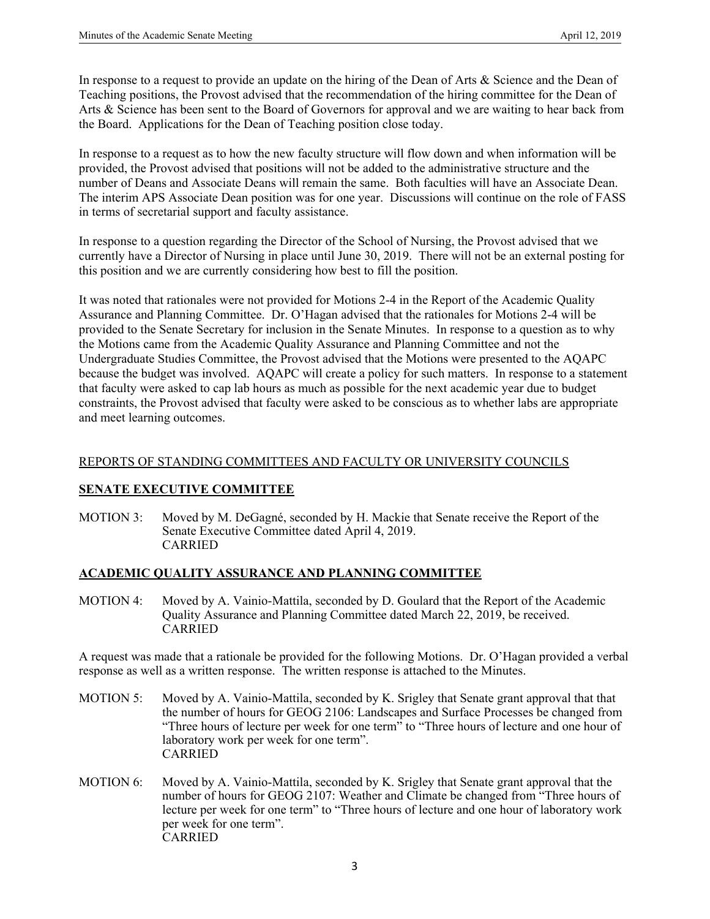In response to a request to provide an update on the hiring of the Dean of Arts & Science and the Dean of Teaching positions, the Provost advised that the recommendation of the hiring committee for the Dean of Arts & Science has been sent to the Board of Governors for approval and we are waiting to hear back from the Board. Applications for the Dean of Teaching position close today.

In response to a request as to how the new faculty structure will flow down and when information will be provided, the Provost advised that positions will not be added to the administrative structure and the number of Deans and Associate Deans will remain the same. Both faculties will have an Associate Dean. The interim APS Associate Dean position was for one year. Discussions will continue on the role of FASS in terms of secretarial support and faculty assistance.

In response to a question regarding the Director of the School of Nursing, the Provost advised that we currently have a Director of Nursing in place until June 30, 2019. There will not be an external posting for this position and we are currently considering how best to fill the position.

It was noted that rationales were not provided for Motions 2-4 in the Report of the Academic Quality Assurance and Planning Committee. Dr. O'Hagan advised that the rationales for Motions 2-4 will be provided to the Senate Secretary for inclusion in the Senate Minutes. In response to a question as to why the Motions came from the Academic Quality Assurance and Planning Committee and not the Undergraduate Studies Committee, the Provost advised that the Motions were presented to the AQAPC because the budget was involved. AQAPC will create a policy for such matters. In response to a statement that faculty were asked to cap lab hours as much as possible for the next academic year due to budget constraints, the Provost advised that faculty were asked to be conscious as to whether labs are appropriate and meet learning outcomes.

## REPORTS OF STANDING COMMITTEES AND FACULTY OR UNIVERSITY COUNCILS

### SENATE EXECUTIVE COMMITTEE

MOTION 3: Moved by M. DeGagné, seconded by H. Mackie that Senate receive the Report of the Senate Executive Committee dated April 4, 2019.
CARRIED

### ACADEMIC QUALITY ASSURANCE AND PLANNING COMMITTEE

MOTION 4: Moved by A. Vainio-Mattila, seconded by D. Goulard that the Report of the Academic Quality Assurance and Planning Committee dated March 22, 2019, be received.
CARRIED

A request was made that a rationale be provided for the following Motions. Dr. O'Hagan provided a verbal response as well as a written response. The written response is attached to the Minutes.

MOTION 5: Moved by A. Vainio-Mattila, seconded by K. Srigley that Senate grant approval that that the number of hours for GEOG 2106: Landscapes and Surface Processes be changed from "Three hours of lecture per week for one term" to "Three hours of lecture and one hour of laboratory work per week for one term".
CARRIED

MOTION 6: Moved by A. Vainio-Mattila, seconded by K. Srigley that Senate grant approval that the number of hours for GEOG 2107: Weather and Climate be changed from "Three hours of lecture per week for one term" to "Three hours of lecture and one hour of laboratory work per week for one term".
CARRIED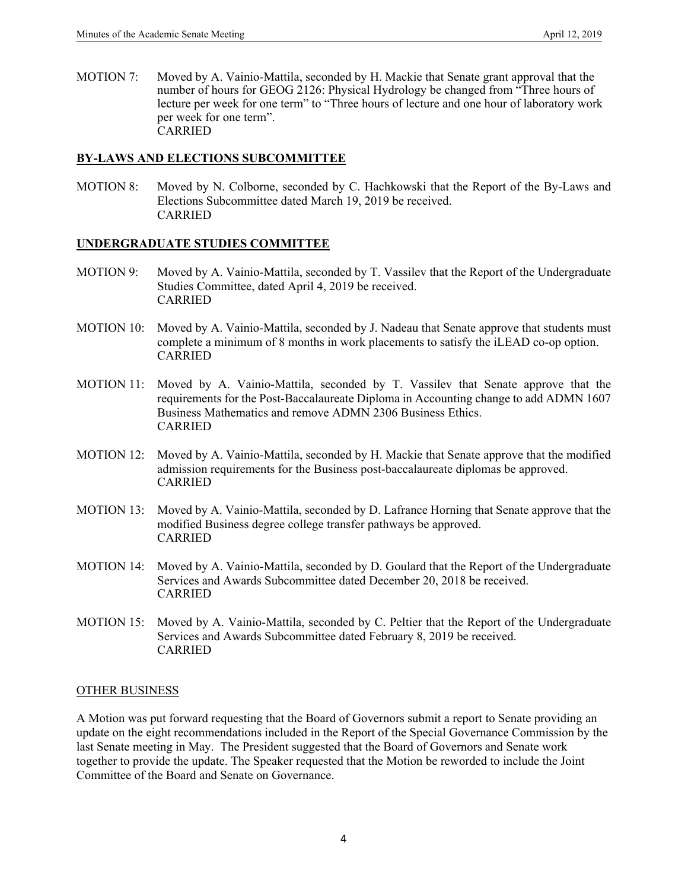MOTION 7: Moved by A. Vainio-Mattila, seconded by H. Mackie that Senate grant approval that the number of hours for GEOG 2126: Physical Hydrology be changed from "Three hours of lecture per week for one term" to "Three hours of lecture and one hour of laboratory work per week for one term".
CARRIED

**BY-LAWS AND ELECTIONS SUBCOMMITTEE**

MOTION 8: Moved by N. Colborne, seconded by C. Hachkowski that the Report of the By-Laws and Elections Subcommittee dated March 19, 2019 be received.
CARRIED

**UNDERGRADUATE STUDIES COMMITTEE**

MOTION 9: Moved by A. Vainio-Mattila, seconded by T. Vassilev that the Report of the Undergraduate Studies Committee, dated April 4, 2019 be received.
CARRIED

MOTION 10: Moved by A. Vainio-Mattila, seconded by J. Nadeau that Senate approve that students must complete a minimum of 8 months in work placements to satisfy the iLEAD co-op option.
CARRIED

MOTION 11: Moved by A. Vainio-Mattila, seconded by T. Vassilev that Senate approve that the requirements for the Post-Baccalaureate Diploma in Accounting change to add ADMN 1607 Business Mathematics and remove ADMN 2306 Business Ethics.
CARRIED

MOTION 12: Moved by A. Vainio-Mattila, seconded by H. Mackie that Senate approve that the modified admission requirements for the Business post-baccalaureate diplomas be approved.
CARRIED

MOTION 13: Moved by A. Vainio-Mattila, seconded by D. Lafrance Horning that Senate approve that the modified Business degree college transfer pathways be approved.
CARRIED

MOTION 14: Moved by A. Vainio-Mattila, seconded by D. Goulard that the Report of the Undergraduate Services and Awards Subcommittee dated December 20, 2018 be received.
CARRIED

MOTION 15: Moved by A. Vainio-Mattila, seconded by C. Peltier that the Report of the Undergraduate Services and Awards Subcommittee dated February 8, 2019 be received.
CARRIED

OTHER BUSINESS

A Motion was put forward requesting that the Board of Governors submit a report to Senate providing an update on the eight recommendations included in the Report of the Special Governance Commission by the last Senate meeting in May. The President suggested that the Board of Governors and Senate work together to provide the update. The Speaker requested that the Motion be reworded to include the Joint Committee of the Board and Senate on Governance.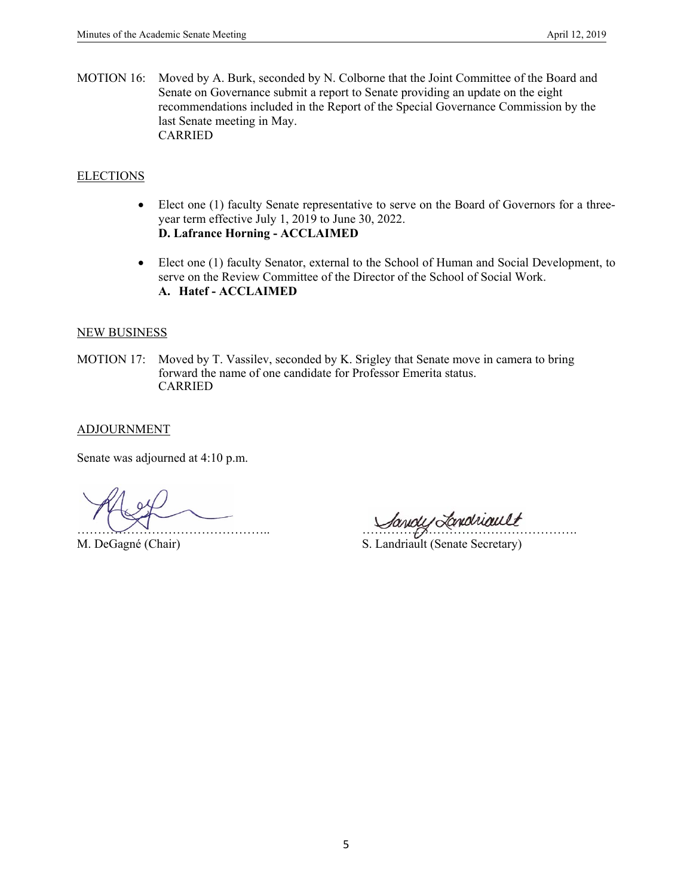MOTION 16: Moved by A. Burk, seconded by N. Colborne that the Joint Committee of the Board and Senate on Governance submit a report to Senate providing an update on the eight recommendations included in the Report of the Special Governance Commission by the last Senate meeting in May.
CARRIED

## ELECTIONS

- Elect one (1) faculty Senate representative to serve on the Board of Governors for a three-year term effective July 1, 2019 to June 30, 2022.
  **D. Lafrance Horning - ACCLAIMED**

- Elect one (1) faculty Senator, external to the School of Human and Social Development, to serve on the Review Committee of the Director of the School of Social Work.
  **A. Hatef - ACCLAIMED**

## NEW BUSINESS

MOTION 17: Moved by T. Vassilev, seconded by K. Srigley that Senate move in camera to bring forward the name of one candidate for Professor Emerita status.
CARRIED

## ADJOURNMENT

Senate was adjourned at 4:10 p.m.

………………………………………..
M. DeGagné (Chair)

…………………………………………….
S. Landriault (Senate Secretary)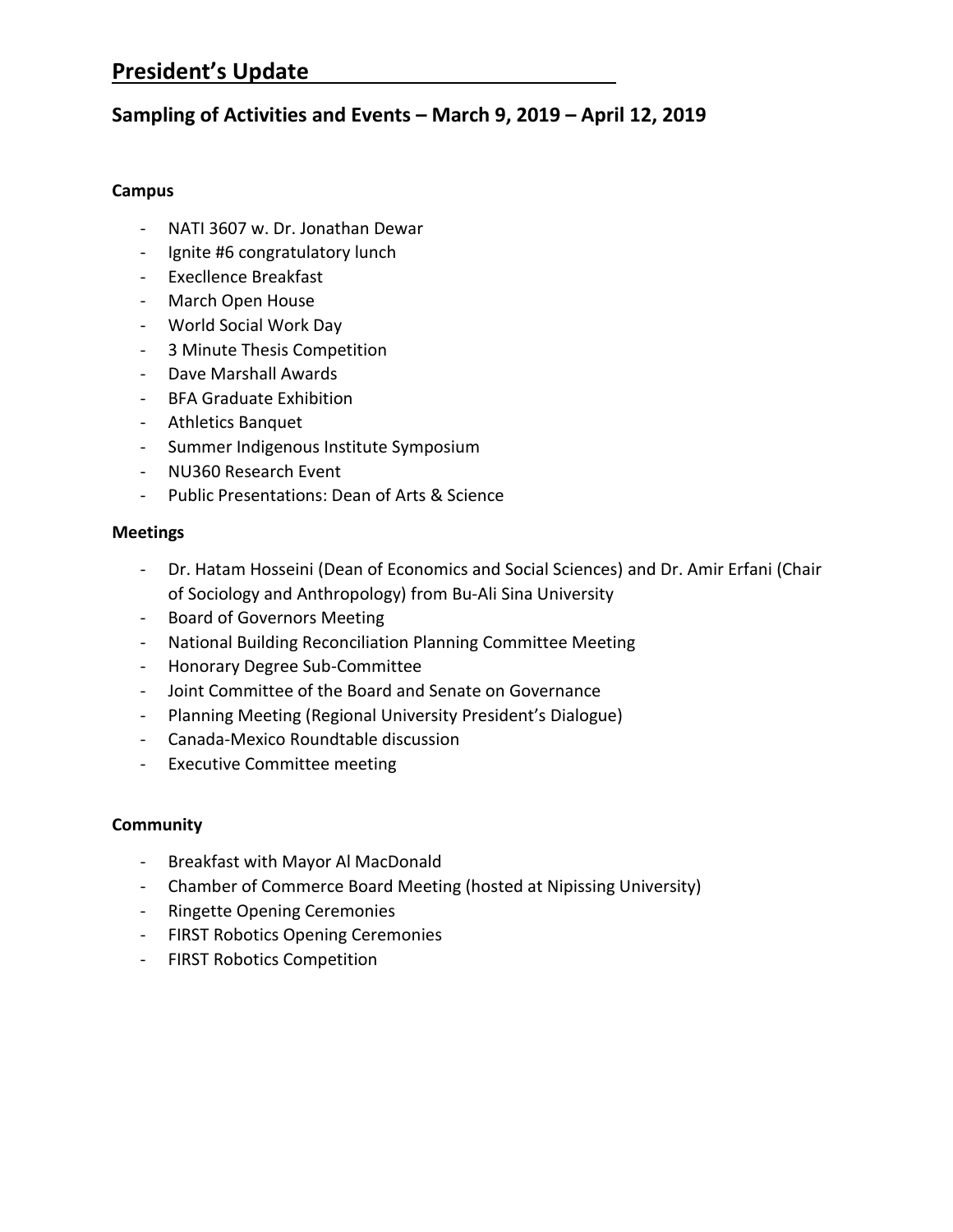# President's Update

## Sampling of Activities and Events – March 9, 2019 – April 12, 2019

**Campus**

- NATI 3607 w. Dr. Jonathan Dewar
- Ignite #6 congratulatory lunch
- Execllence Breakfast
- March Open House
- World Social Work Day
- 3 Minute Thesis Competition
- Dave Marshall Awards
- BFA Graduate Exhibition
- Athletics Banquet
- Summer Indigenous Institute Symposium
- NU360 Research Event
- Public Presentations: Dean of Arts & Science

**Meetings**

- Dr. Hatam Hosseini (Dean of Economics and Social Sciences) and Dr. Amir Erfani (Chair of Sociology and Anthropology) from Bu-Ali Sina University
- Board of Governors Meeting
- National Building Reconciliation Planning Committee Meeting
- Honorary Degree Sub-Committee
- Joint Committee of the Board and Senate on Governance
- Planning Meeting (Regional University President's Dialogue)
- Canada-Mexico Roundtable discussion
- Executive Committee meeting

**Community**

- Breakfast with Mayor Al MacDonald
- Chamber of Commerce Board Meeting (hosted at Nipissing University)
- Ringette Opening Ceremonies
- FIRST Robotics Opening Ceremonies
- FIRST Robotics Competition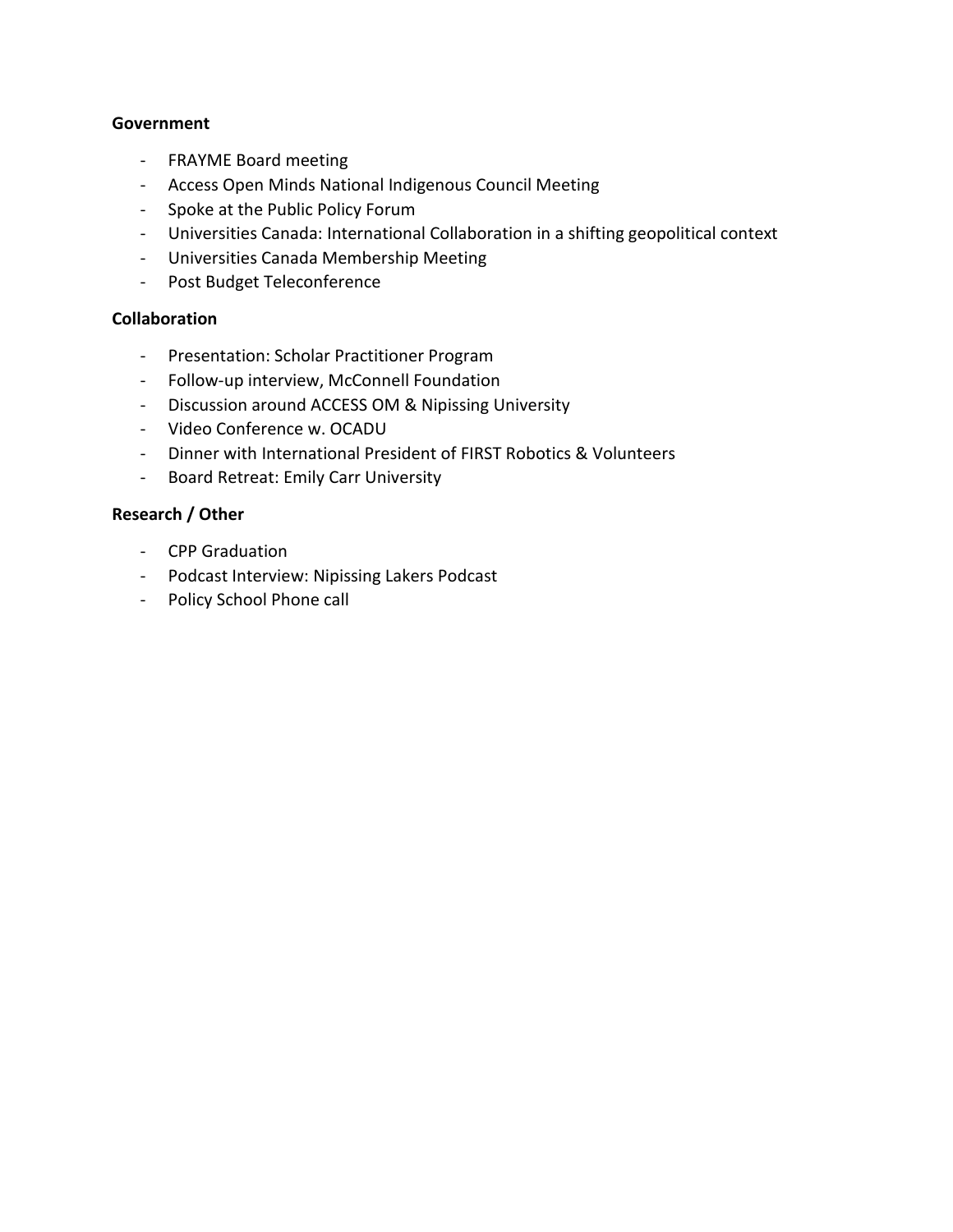**Government**

- FRAYME Board meeting
- Access Open Minds National Indigenous Council Meeting
- Spoke at the Public Policy Forum
- Universities Canada: International Collaboration in a shifting geopolitical context
- Universities Canada Membership Meeting
- Post Budget Teleconference

**Collaboration**

- Presentation: Scholar Practitioner Program
- Follow-up interview, McConnell Foundation
- Discussion around ACCESS OM & Nipissing University
- Video Conference w. OCADU
- Dinner with International President of FIRST Robotics & Volunteers
- Board Retreat: Emily Carr University

**Research / Other**

- CPP Graduation
- Podcast Interview: Nipissing Lakers Podcast
- Policy School Phone call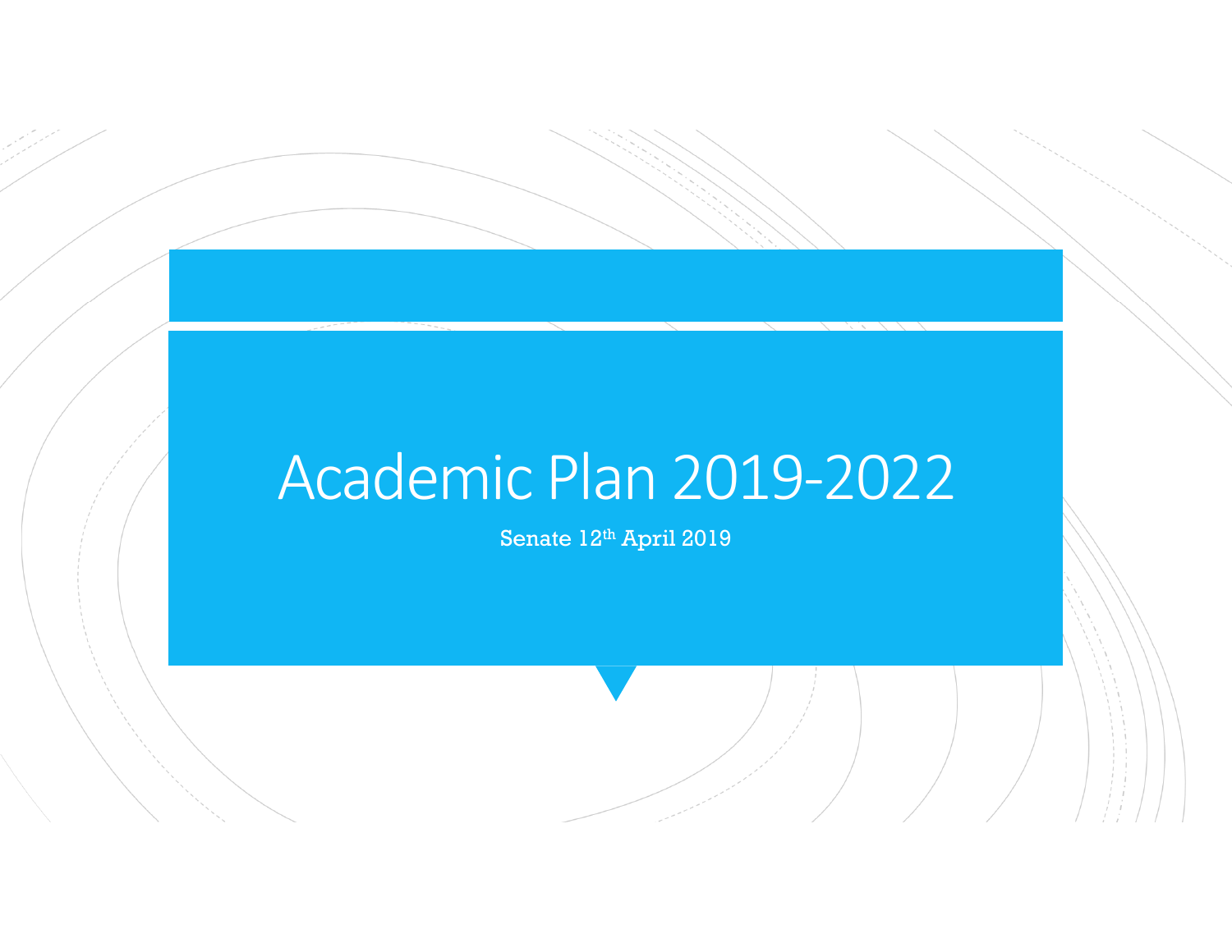# Academic Plan 2019-2022

Senate 12th April 2019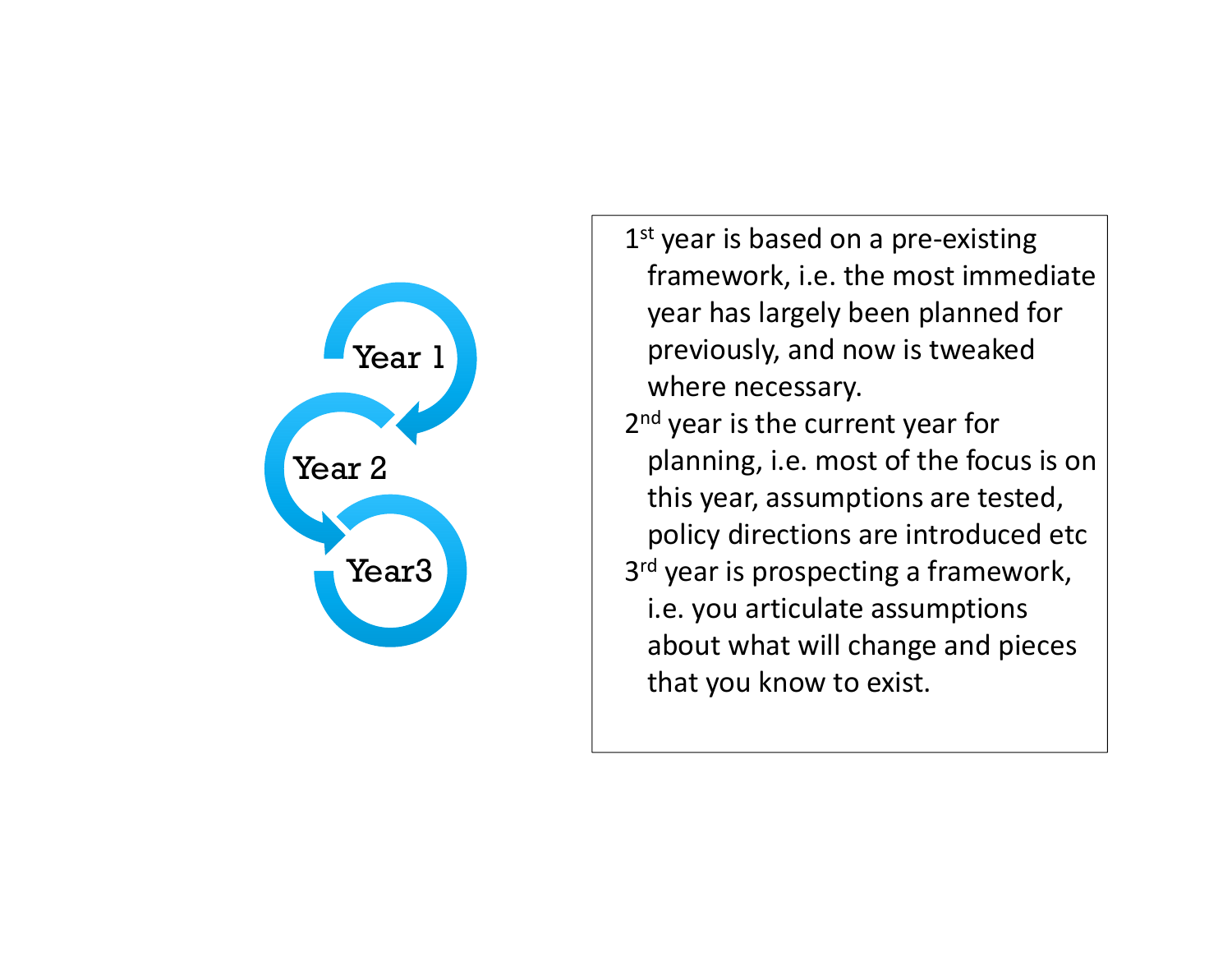Year 1

Year 2

Year3

1st year is based on a pre-existing framework, i.e. the most immediate year has largely been planned for previously, and now is tweaked where necessary.

2nd year is the current year for planning, i.e. most of the focus is on this year, assumptions are tested, policy directions are introduced etc

3rd year is prospecting a framework, i.e. you articulate assumptions about what will change and pieces that you know to exist.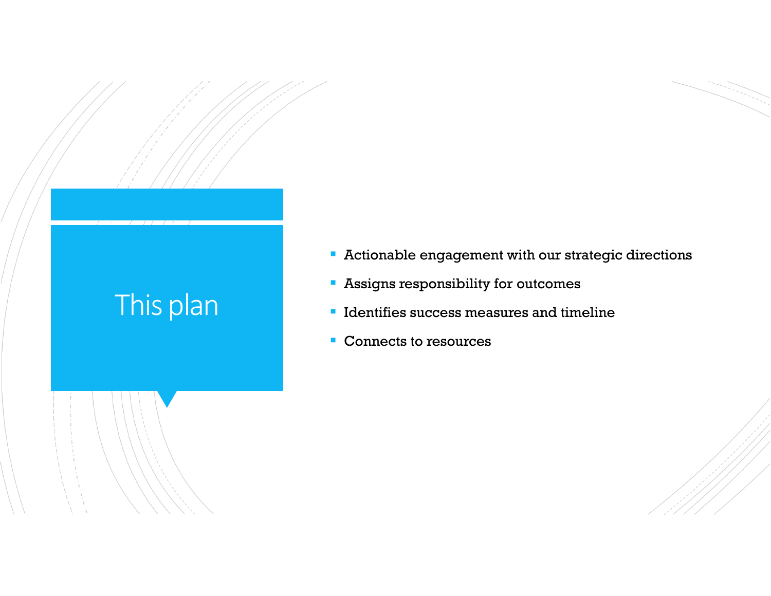# This plan

- Actionable engagement with our strategic directions
- Assigns responsibility for outcomes
- Identifies success measures and timeline
- Connects to resources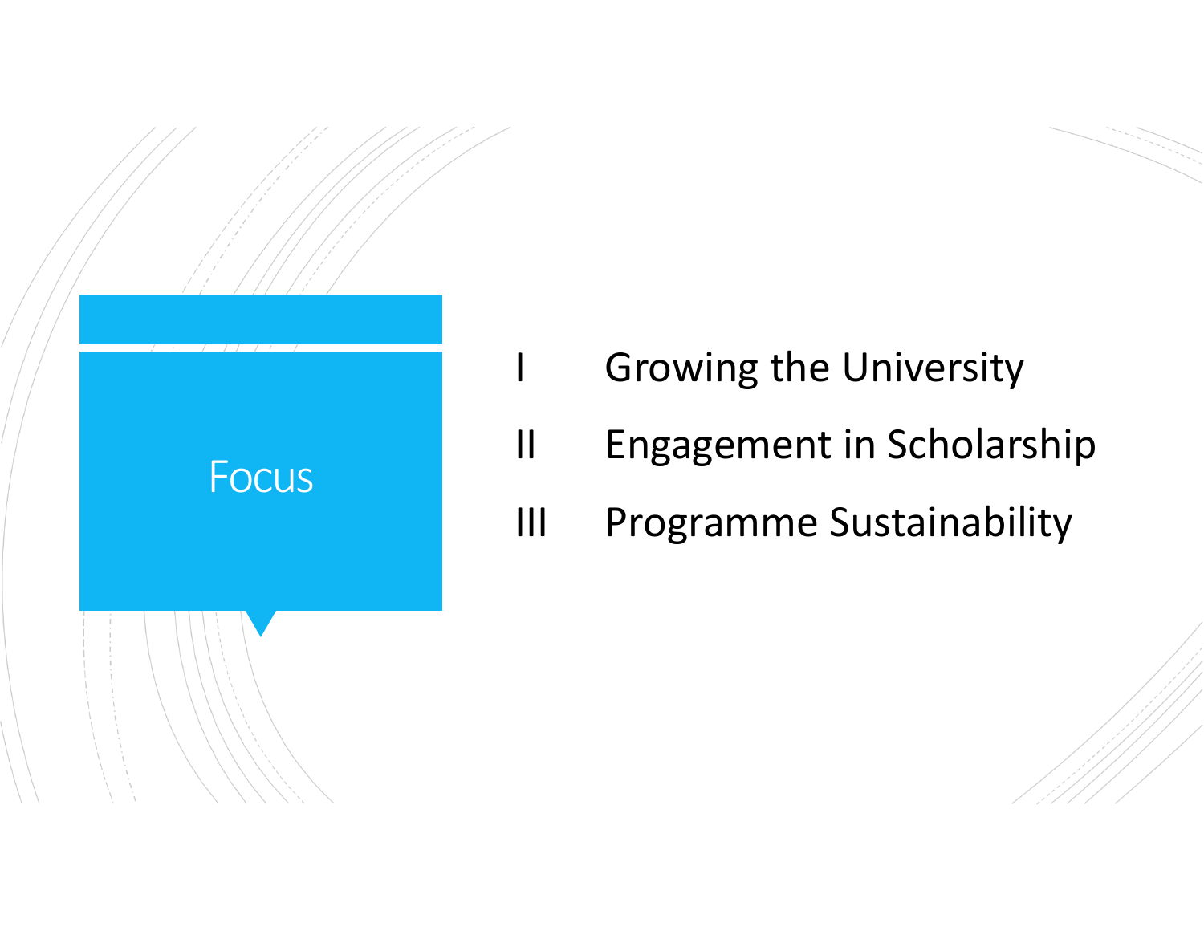# Focus

- I Growing the University
- II Engagement in Scholarship
- III Programme Sustainability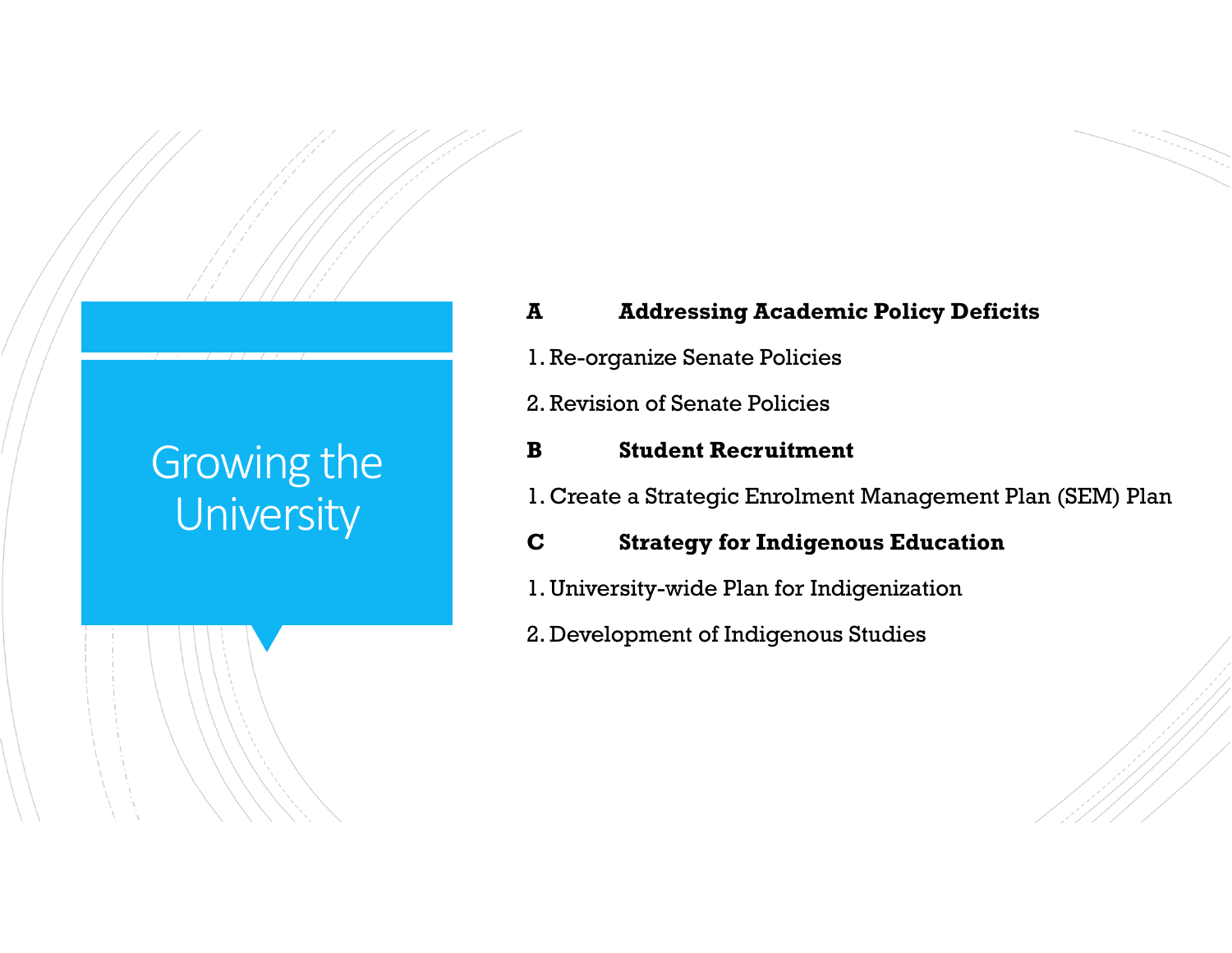# Growing the University

**A Addressing Academic Policy Deficits**

1. Re-organize Senate Policies
2. Revision of Senate Policies

**B Student Recruitment**

1. Create a Strategic Enrolment Management Plan (SEM) Plan

**C Strategy for Indigenous Education**

1. University-wide Plan for Indigenization
2. Development of Indigenous Studies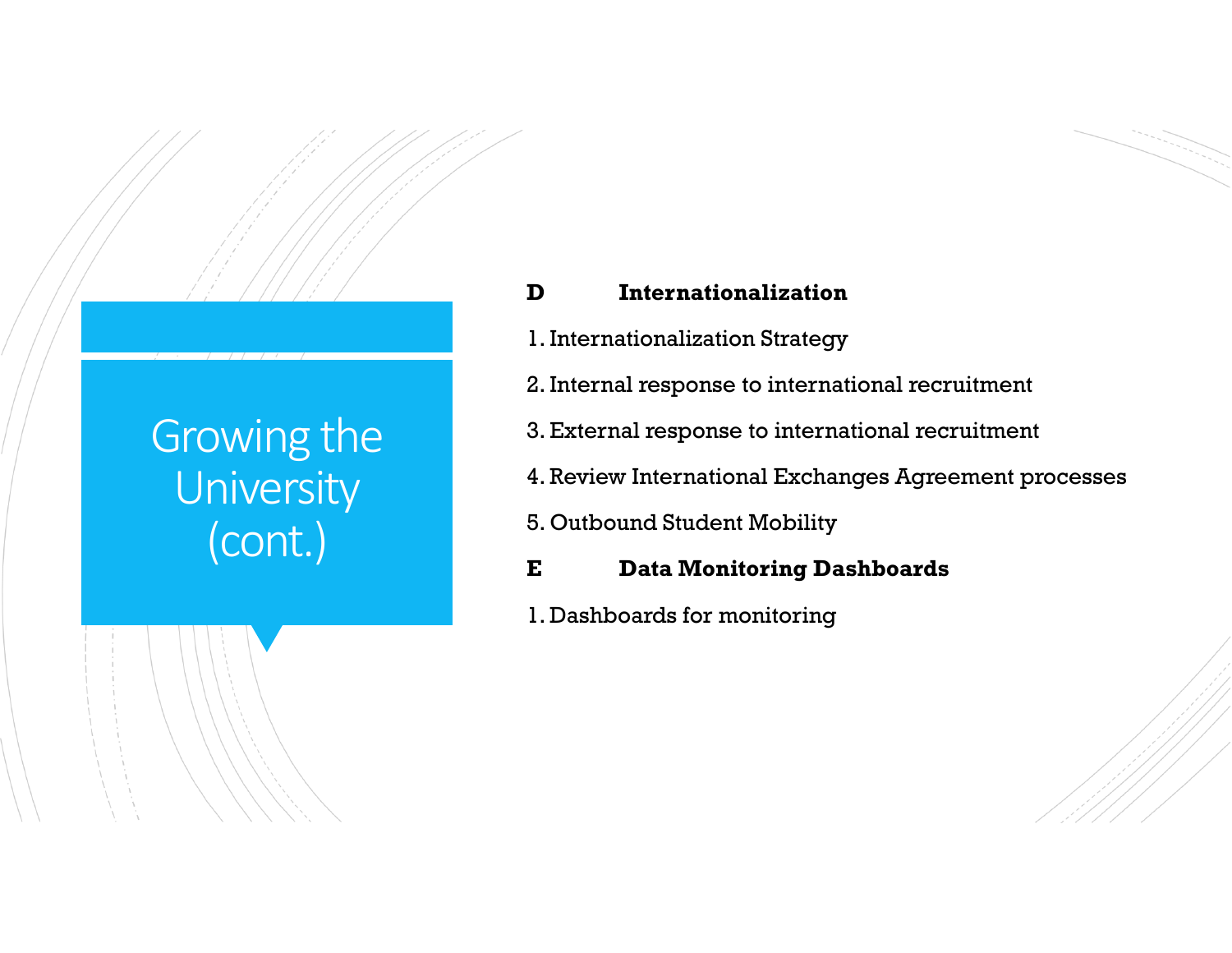# Growing the University (cont.)

**D Internationalization**

1. Internationalization Strategy
2. Internal response to international recruitment
3. External response to international recruitment
4. Review International Exchanges Agreement processes
5. Outbound Student Mobility

**E Data Monitoring Dashboards**

1. Dashboards for monitoring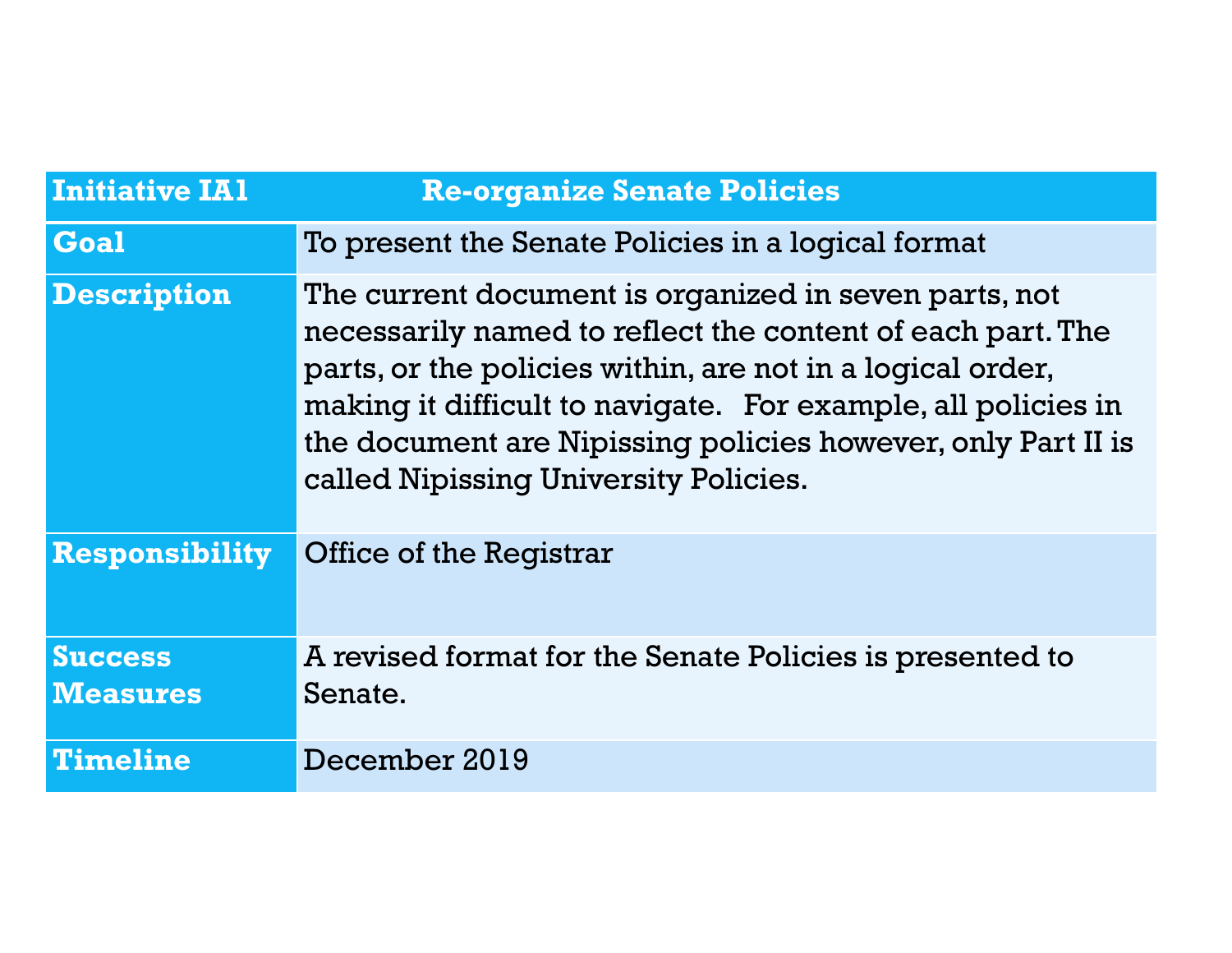| Initiative IA1 | Re-organize Senate Policies |
|---|---|
| **Goal** | To present the Senate Policies in a logical format |
| **Description** | The current document is organized in seven parts, not necessarily named to reflect the content of each part. The parts, or the policies within, are not in a logical order, making it difficult to navigate. For example, all policies in the document are Nipissing policies however, only Part II is called Nipissing University Policies. |
| **Responsibility** | Office of the Registrar |
| **Success Measures** | A revised format for the Senate Policies is presented to Senate. |
| **Timeline** | December 2019 |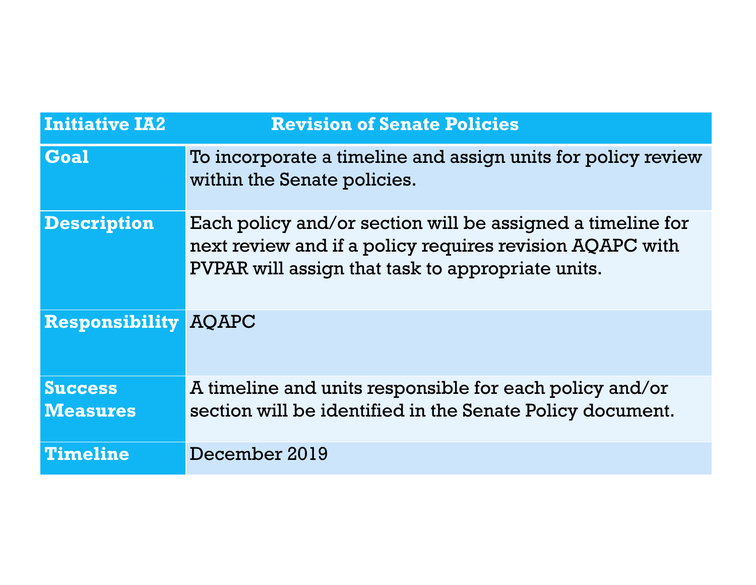| Initiative IA2 | Revision of Senate Policies |
|---|---|
| **Goal** | To incorporate a timeline and assign units for policy review within the Senate policies. |
| **Description** | Each policy and/or section will be assigned a timeline for next review and if a policy requires revision AQAPC with PVPAR will assign that task to appropriate units. |
| **Responsibility** | AQAPC |
| **Success Measures** | A timeline and units responsible for each policy and/or section will be identified in the Senate Policy document. |
| **Timeline** | December 2019 |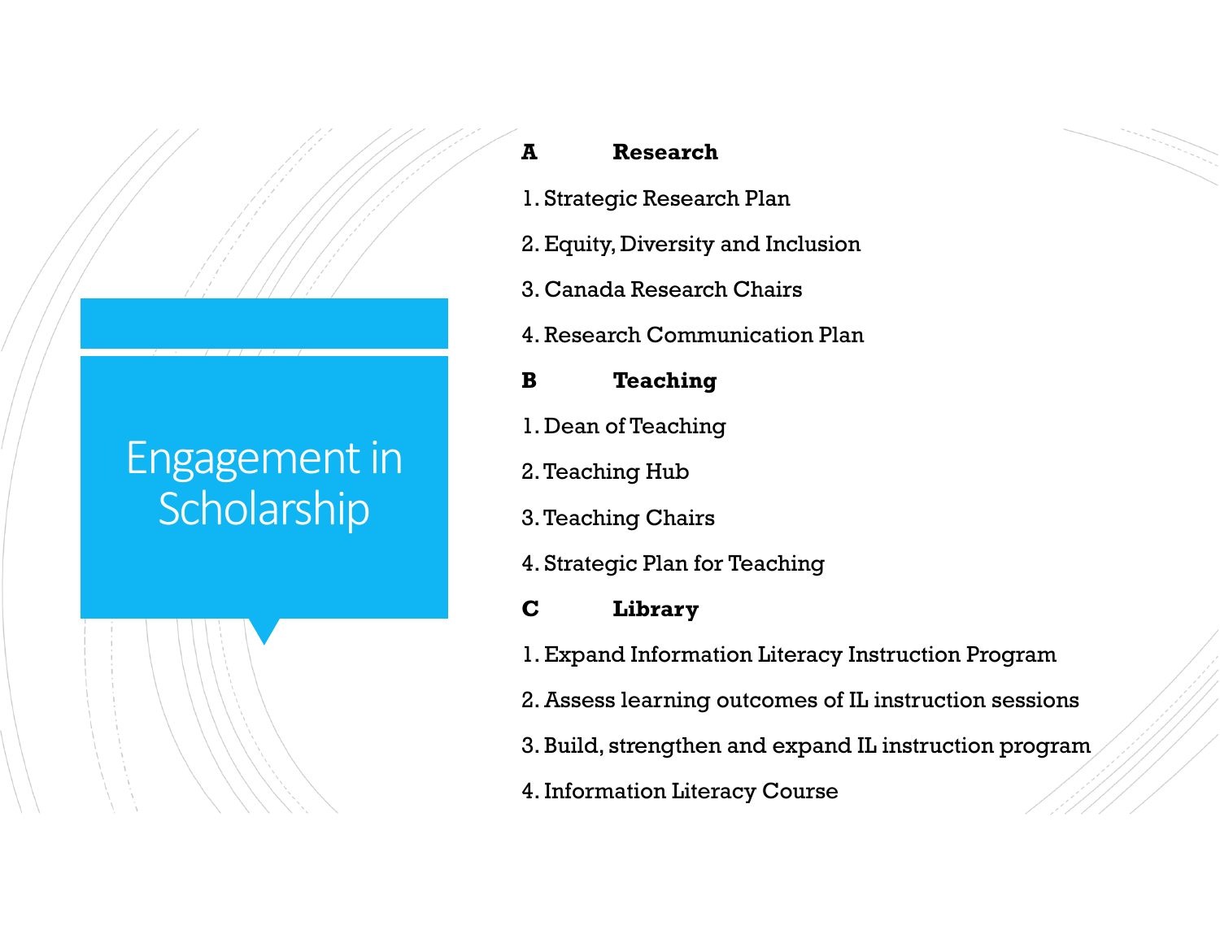# Engagement in Scholarship

**A Research**

1. Strategic Research Plan
2. Equity, Diversity and Inclusion
3. Canada Research Chairs
4. Research Communication Plan

**B Teaching**

1. Dean of Teaching
2. Teaching Hub
3. Teaching Chairs
4. Strategic Plan for Teaching

**C Library**

1. Expand Information Literacy Instruction Program
2. Assess learning outcomes of IL instruction sessions
3. Build, strengthen and expand IL instruction program
4. Information Literacy Course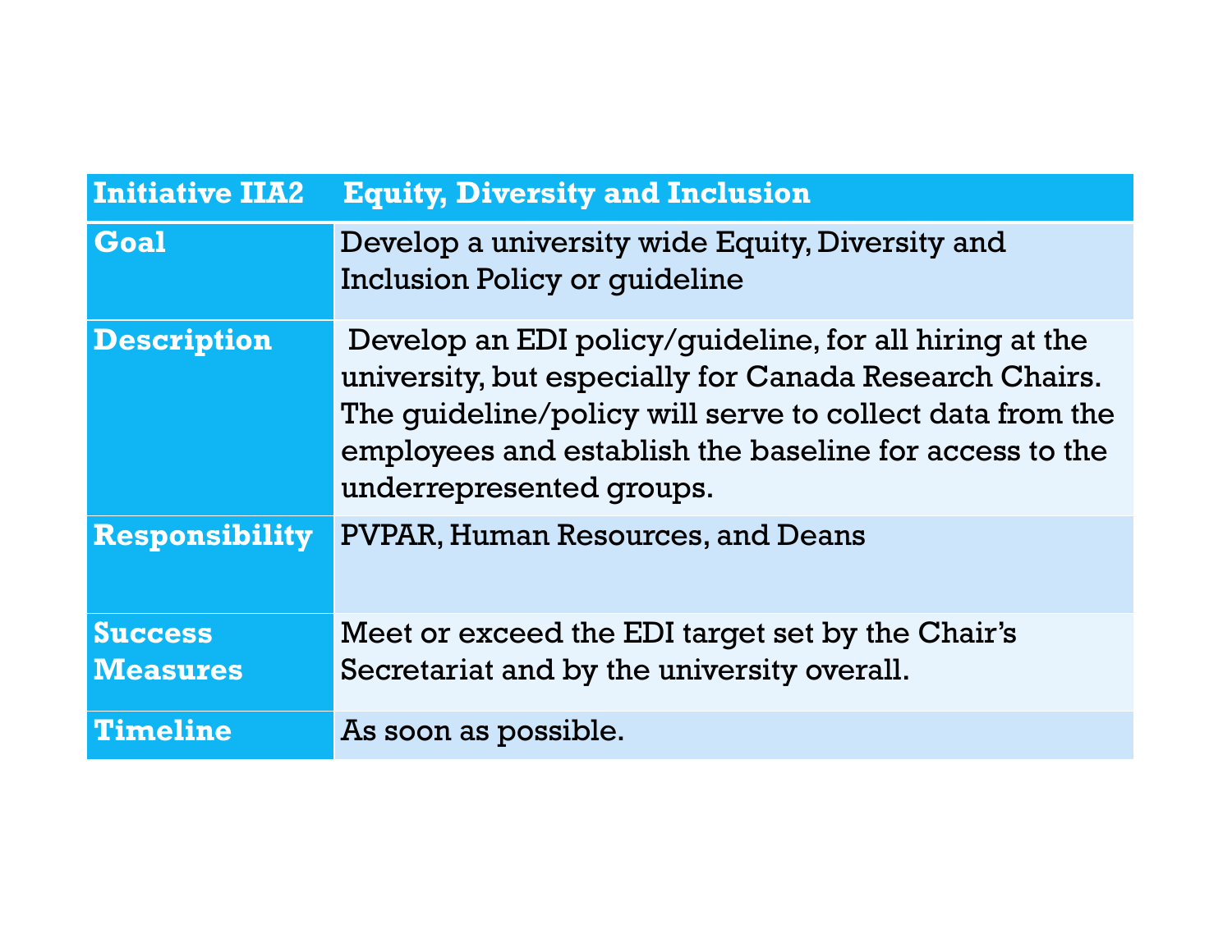| Initiative IIA2 | Equity, Diversity and Inclusion |
|---|---|
| **Goal** | Develop a university wide Equity, Diversity and Inclusion Policy or guideline |
| **Description** | Develop an EDI policy/guideline, for all hiring at the university, but especially for Canada Research Chairs. The guideline/policy will serve to collect data from the employees and establish the baseline for access to the underrepresented groups. |
| **Responsibility** | PVPAR, Human Resources, and Deans |
| **Success Measures** | Meet or exceed the EDI target set by the Chair's Secretariat and by the university overall. |
| **Timeline** | As soon as possible. |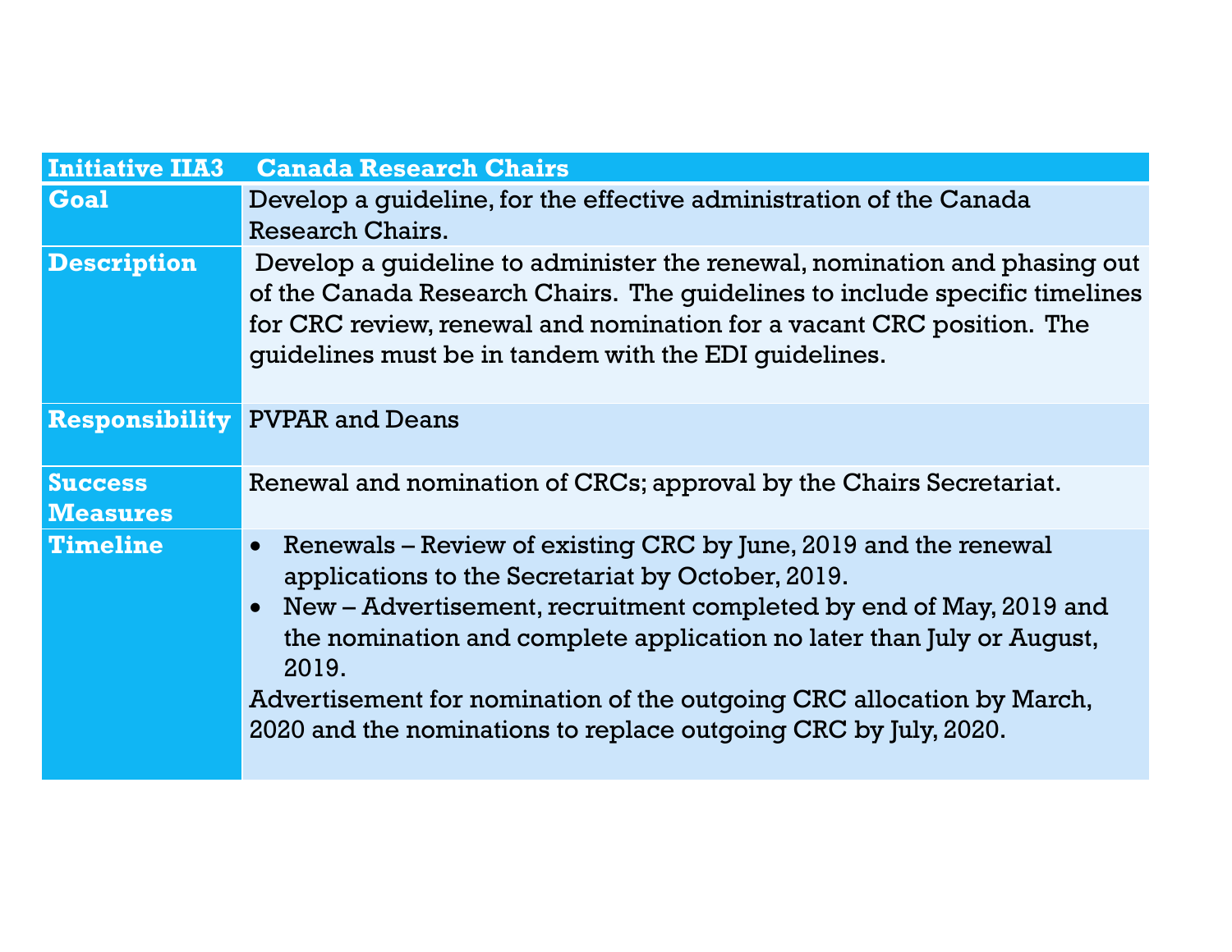| Initiative IIA3 | Canada Research Chairs |
|---|---|
| **Goal** | Develop a guideline, for the effective administration of the Canada Research Chairs. |
| **Description** | Develop a guideline to administer the renewal, nomination and phasing out of the Canada Research Chairs. The guidelines to include specific timelines for CRC review, renewal and nomination for a vacant CRC position. The guidelines must be in tandem with the EDI guidelines. |
| **Responsibility** | PVPAR and Deans |
| **Success Measures** | Renewal and nomination of CRCs; approval by the Chairs Secretariat. |
| **Timeline** | • Renewals – Review of existing CRC by June, 2019 and the renewal applications to the Secretariat by October, 2019.<br>• New – Advertisement, recruitment completed by end of May, 2019 and the nomination and complete application no later than July or August, 2019.<br>Advertisement for nomination of the outgoing CRC allocation by March, 2020 and the nominations to replace outgoing CRC by July, 2020. |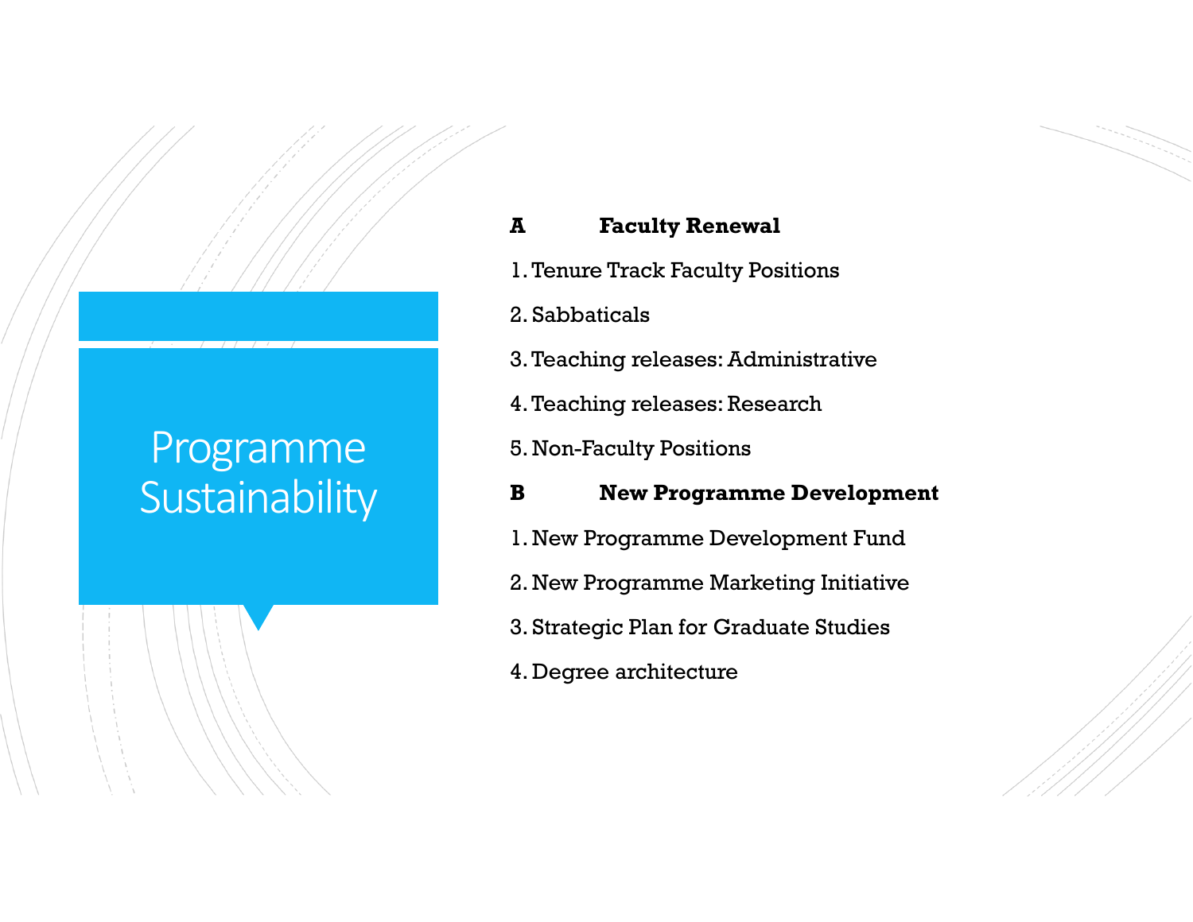# Programme Sustainability

**A Faculty Renewal**

1. Tenure Track Faculty Positions
2. Sabbaticals
3. Teaching releases: Administrative
4. Teaching releases: Research
5. Non-Faculty Positions

**B New Programme Development**

1. New Programme Development Fund
2. New Programme Marketing Initiative
3. Strategic Plan for Graduate Studies
4. Degree architecture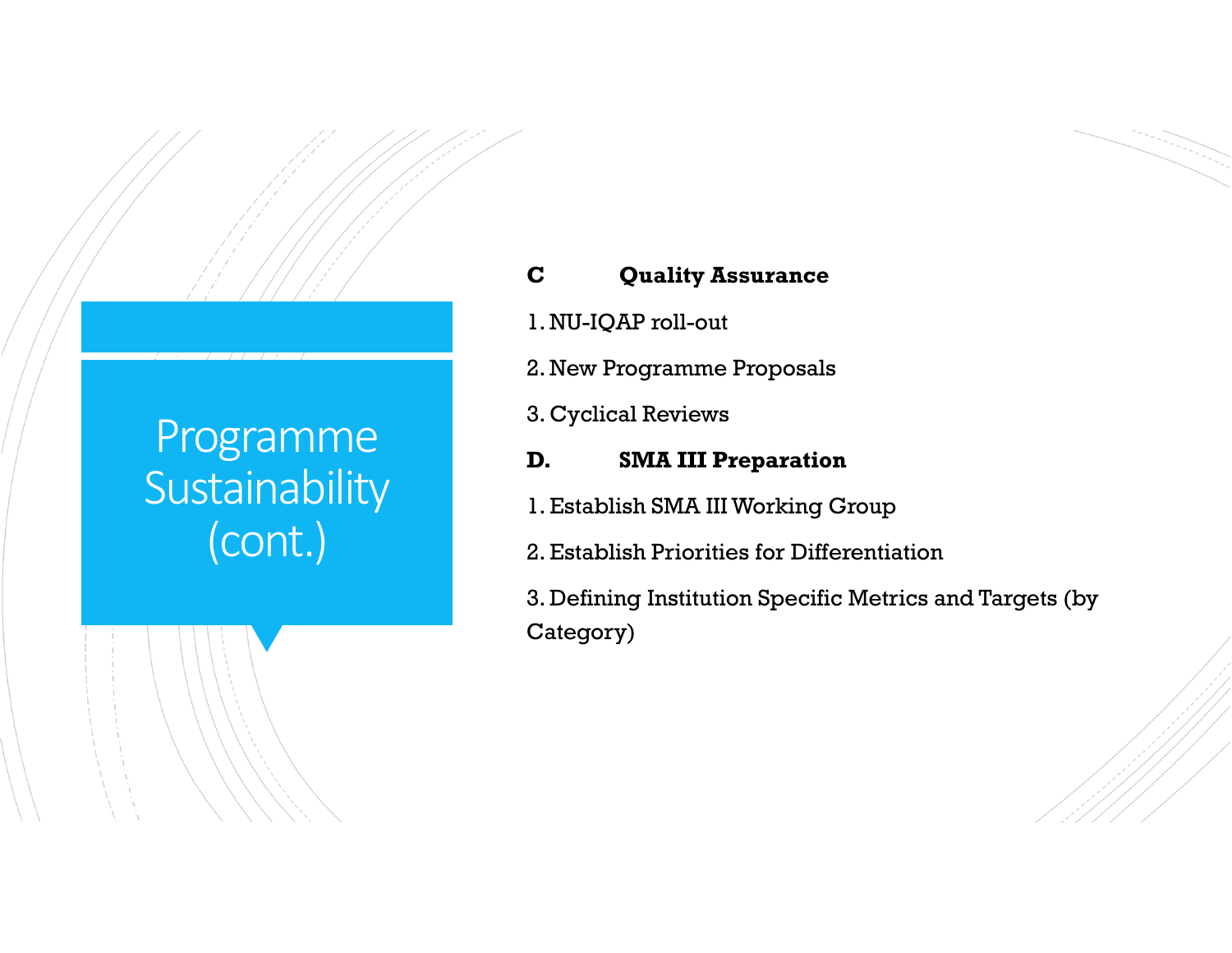# Programme Sustainability (cont.)

**C Quality Assurance**

1. NU-IQAP roll-out
2. New Programme Proposals
3. Cyclical Reviews

**D. SMA III Preparation**

1. Establish SMA III Working Group
2. Establish Priorities for Differentiation
3. Defining Institution Specific Metrics and Targets (by Category)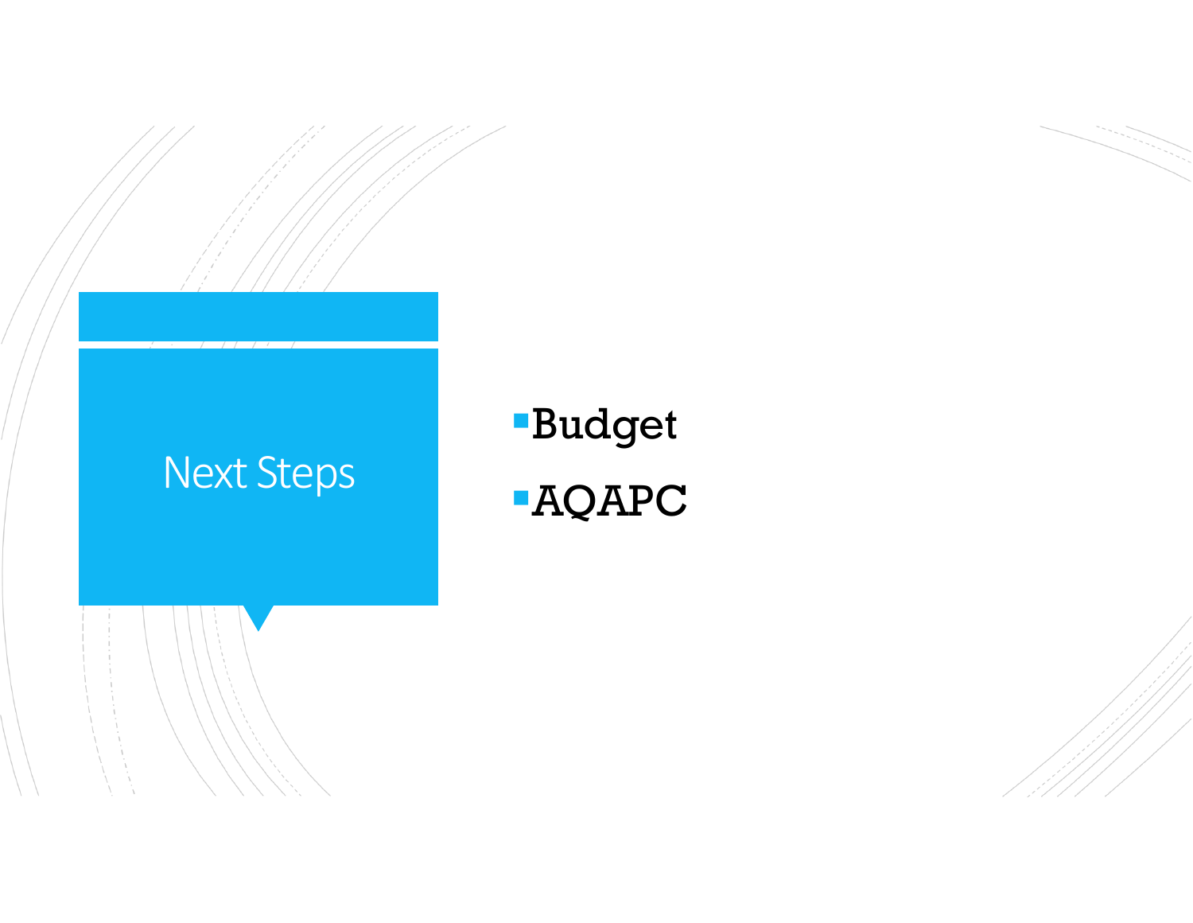# Next Steps

- Budget
- AQAPC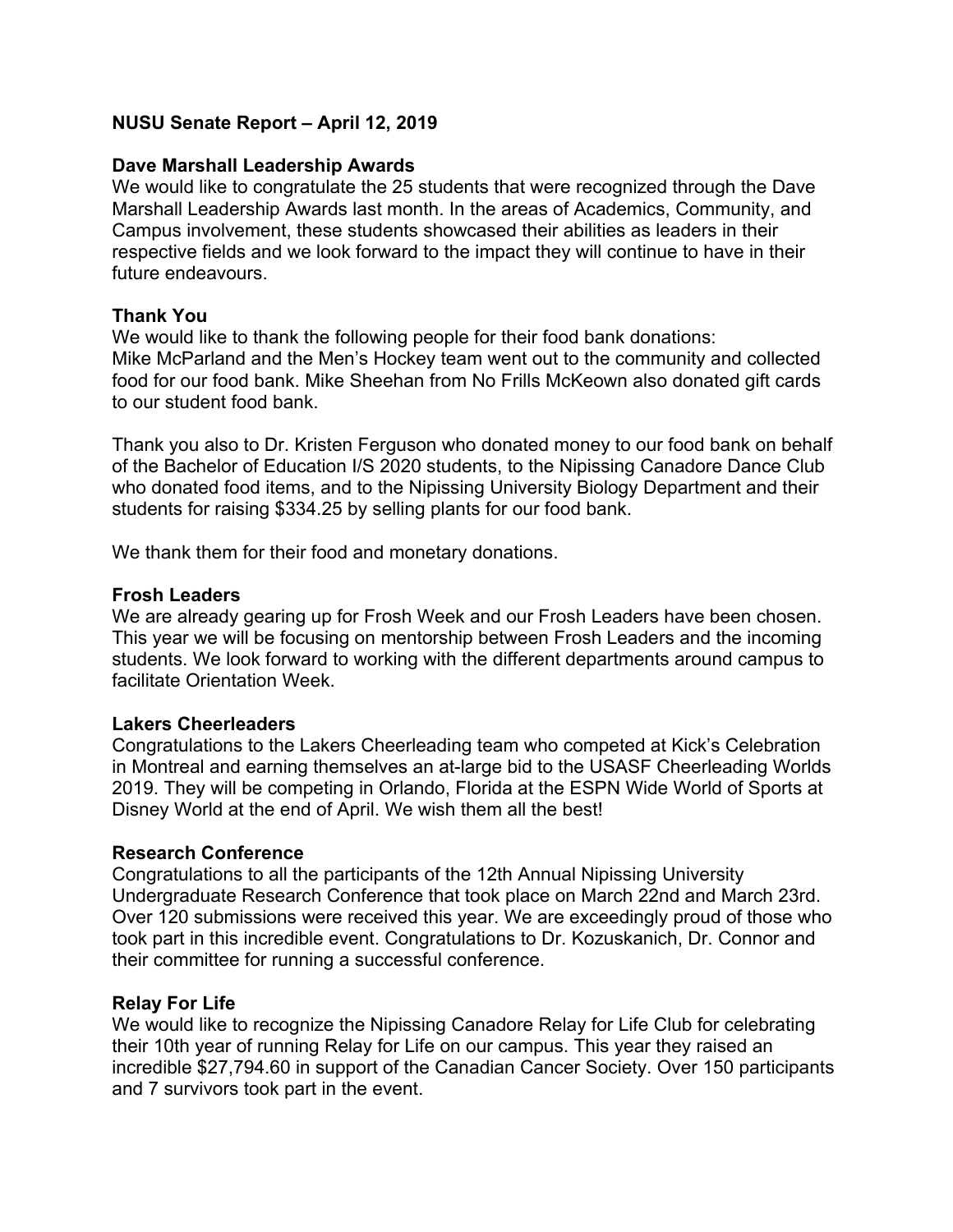## NUSU Senate Report – April 12, 2019

### Dave Marshall Leadership Awards

We would like to congratulate the 25 students that were recognized through the Dave Marshall Leadership Awards last month. In the areas of Academics, Community, and Campus involvement, these students showcased their abilities as leaders in their respective fields and we look forward to the impact they will continue to have in their future endeavours.

### Thank You

We would like to thank the following people for their food bank donations:
Mike McParland and the Men's Hockey team went out to the community and collected food for our food bank. Mike Sheehan from No Frills McKeown also donated gift cards to our student food bank.

Thank you also to Dr. Kristen Ferguson who donated money to our food bank on behalf of the Bachelor of Education I/S 2020 students, to the Nipissing Canadore Dance Club who donated food items, and to the Nipissing University Biology Department and their students for raising $334.25 by selling plants for our food bank.

We thank them for their food and monetary donations.

### Frosh Leaders

We are already gearing up for Frosh Week and our Frosh Leaders have been chosen. This year we will be focusing on mentorship between Frosh Leaders and the incoming students. We look forward to working with the different departments around campus to facilitate Orientation Week.

### Lakers Cheerleaders

Congratulations to the Lakers Cheerleading team who competed at Kick's Celebration in Montreal and earning themselves an at-large bid to the USASF Cheerleading Worlds 2019. They will be competing in Orlando, Florida at the ESPN Wide World of Sports at Disney World at the end of April. We wish them all the best!

### Research Conference

Congratulations to all the participants of the 12th Annual Nipissing University Undergraduate Research Conference that took place on March 22nd and March 23rd. Over 120 submissions were received this year. We are exceedingly proud of those who took part in this incredible event. Congratulations to Dr. Kozuskanich, Dr. Connor and their committee for running a successful conference.

### Relay For Life

We would like to recognize the Nipissing Canadore Relay for Life Club for celebrating their 10th year of running Relay for Life on our campus. This year they raised an incredible $27,794.60 in support of the Canadian Cancer Society. Over 150 participants and 7 survivors took part in the event.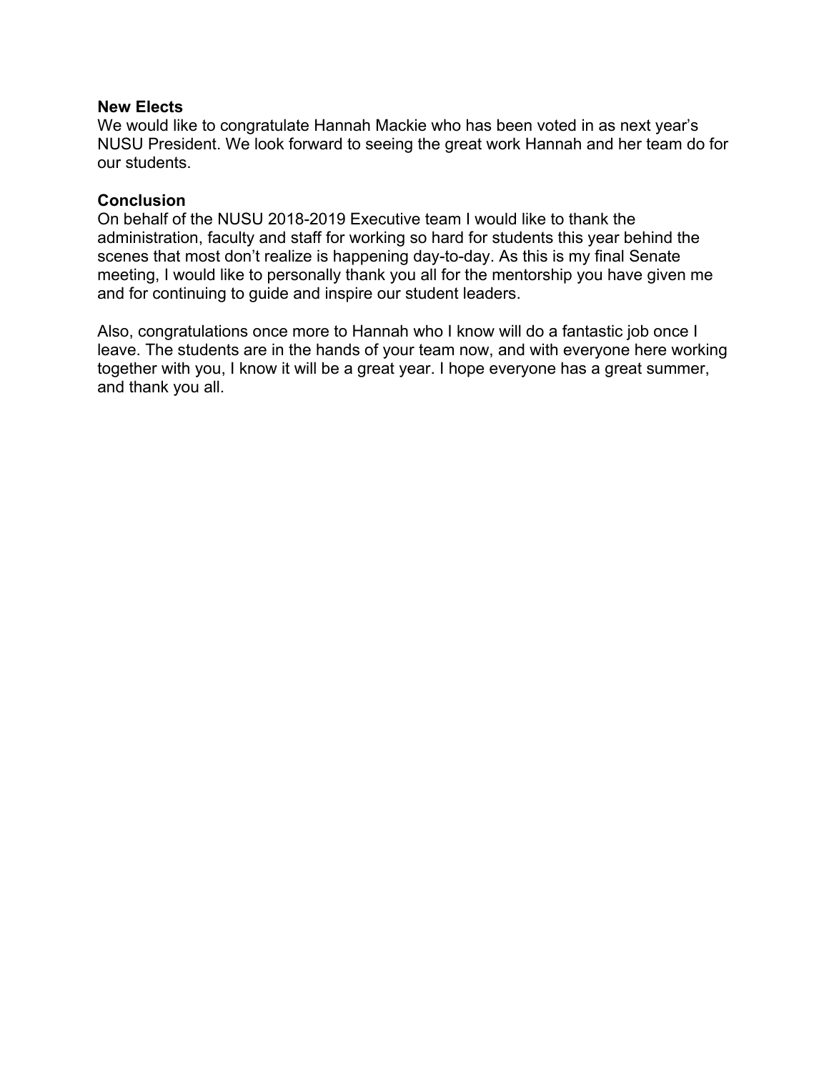**New Elects**

We would like to congratulate Hannah Mackie who has been voted in as next year's NUSU President. We look forward to seeing the great work Hannah and her team do for our students.

**Conclusion**

On behalf of the NUSU 2018-2019 Executive team I would like to thank the administration, faculty and staff for working so hard for students this year behind the scenes that most don't realize is happening day-to-day. As this is my final Senate meeting, I would like to personally thank you all for the mentorship you have given me and for continuing to guide and inspire our student leaders.

Also, congratulations once more to Hannah who I know will do a fantastic job once I leave. The students are in the hands of your team now, and with everyone here working together with you, I know it will be a great year. I hope everyone has a great summer, and thank you all.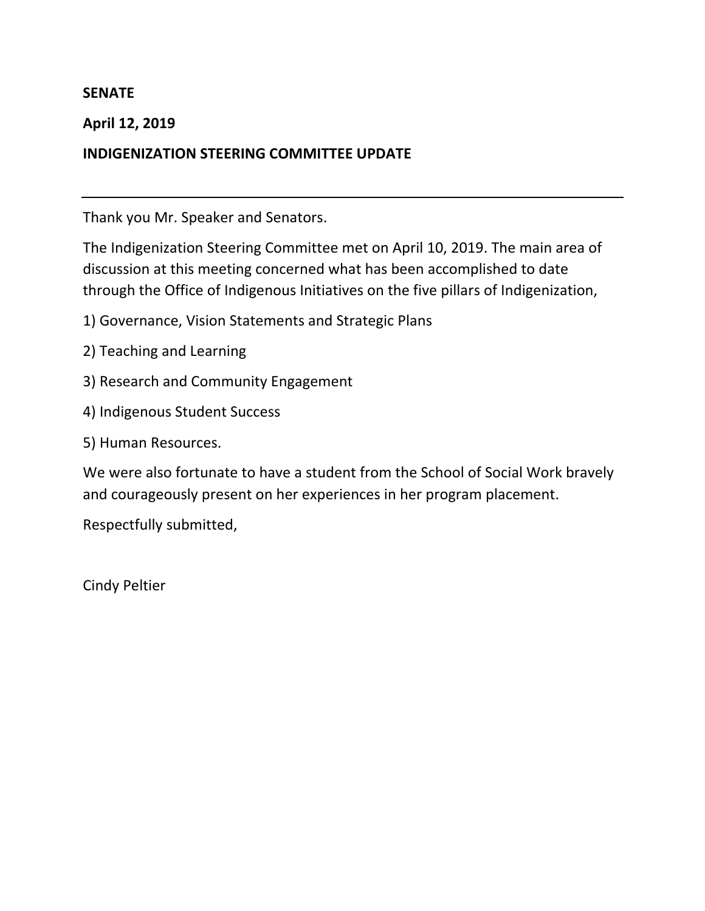**SENATE**

**April 12, 2019**

**INDIGENIZATION STEERING COMMITTEE UPDATE**

---

Thank you Mr. Speaker and Senators.

The Indigenization Steering Committee met on April 10, 2019. The main area of discussion at this meeting concerned what has been accomplished to date through the Office of Indigenous Initiatives on the five pillars of Indigenization,

1) Governance, Vision Statements and Strategic Plans

2) Teaching and Learning

3) Research and Community Engagement

4) Indigenous Student Success

5) Human Resources.

We were also fortunate to have a student from the School of Social Work bravely and courageously present on her experiences in her program placement.

Respectfully submitted,

Cindy Peltier